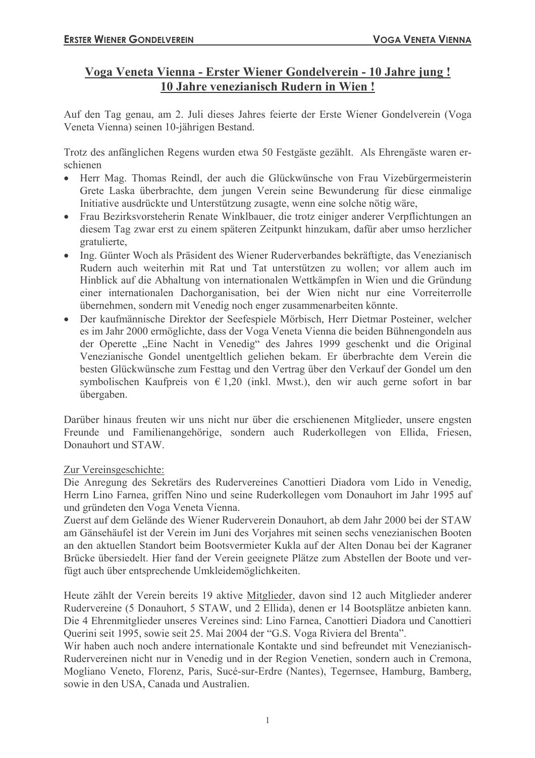# Voga Veneta Vienna - Erster Wiener Gondelverein - 10 Jahre jung ! 10 Jahre venezianisch Rudern in Wien !

Auf den Tag genau, am 2. Juli dieses Jahres feierte der Erste Wiener Gondelverein (Voga Veneta Vienna) seinen 10-jährigen Bestand.

Trotz des anfänglichen Regens wurden etwa 50 Festgäste gezählt. Als Ehrengäste waren erschienen

- Herr Mag. Thomas Reindl, der auch die Glückwünsche von Frau Vizebürgermeisterin Grete Laska überbrachte, dem jungen Verein seine Bewunderung für diese einmalige Initiative ausdrückte und Unterstützung zusagte, wenn eine solche nötig wäre,
- Frau Bezirksvorsteherin Renate Winklbauer, die trotz einiger anderer Verpflichtungen an diesem Tag zwar erst zu einem späteren Zeitpunkt hinzukam, dafür aber umso herzlicher gratulierte,
- Ing. Günter Woch als Präsident des Wiener Ruderverbandes bekräftigte, das Venezianisch Rudern auch weiterhin mit Rat und Tat unterstützen zu wollen; vor allem auch im Hinblick auf die Abhaltung von internationalen Wettkämpfen in Wien und die Gründung einer internationalen Dachorganisation, bei der Wien nicht nur eine Vorreiterrolle übernehmen, sondern mit Venedig noch enger zusammenarbeiten könnte.
- Der kaufmännische Direktor der Seefespiele Mörbisch, Herr Dietmar Posteiner, welcher es im Jahr 2000 ermöglichte, dass der Voga Veneta Vienna die beiden Bühnengondeln aus der Operette „Eine Nacht in Venedig" des Jahres 1999 geschenkt und die Original Venezianische Gondel unentgeltlich geliehen bekam. Er überbrachte dem Verein die besten Glückwünsche zum Festtag und den Vertrag über den Verkauf der Gondel um den symbolischen Kaufpreis von € 1,20 (inkl. Mwst.), den wir auch gerne sofort in bar übergaben.

Darüber hinaus freuten wir uns nicht nur über die erschienenen Mitglieder, unsere engsten Freunde und Familienangehörige, sondern auch Ruderkollegen von Ellida, Friesen, Donauhort und STAW.

Zur Vereinsgeschichte:

Die Anregung des Sekretärs des Rudervereines Canottieri Diadora vom Lido in Venedig, Herrn Lino Farnea, griffen Nino und seine Ruderkollegen vom Donauhort im Jahr 1995 auf und gründeten den Voga Veneta Vienna.

Zuerst auf dem Gelände des Wiener Ruderverein Donauhort, ab dem Jahr 2000 bei der STAW am Gänsehäufel ist der Verein im Juni des Vorjahres mit seinen sechs venezianischen Booten an den aktuellen Standort beim Bootsvermieter Kukla auf der Alten Donau bei der Kagraner Brücke übersiedelt. Hier fand der Verein geeignete Plätze zum Abstellen der Boote und verfügt auch über entsprechende Umkleidemöglichkeiten.

Heute zählt der Verein bereits 19 aktive Mitglieder, davon sind 12 auch Mitglieder anderer Rudervereine (5 Donauhort, 5 STAW, und 2 Ellida), denen er 14 Bootsplätze anbieten kann. Die 4 Ehrenmitglieder unseres Vereines sind: Lino Farnea, Canottieri Diadora und Canottieri Querini seit 1995, sowie seit 25. Mai 2004 der "G.S. Voga Riviera del Brenta".

Wir haben auch noch andere internationale Kontakte und sind befreundet mit Venezianisch-Rudervereinen nicht nur in Venedig und in der Region Venetien, sondern auch in Cremona, Mogliano Veneto, Florenz, Paris, Sucé-sur-Erdre (Nantes), Tegernsee, Hamburg, Bamberg, sowie in den USA, Canada und Australien.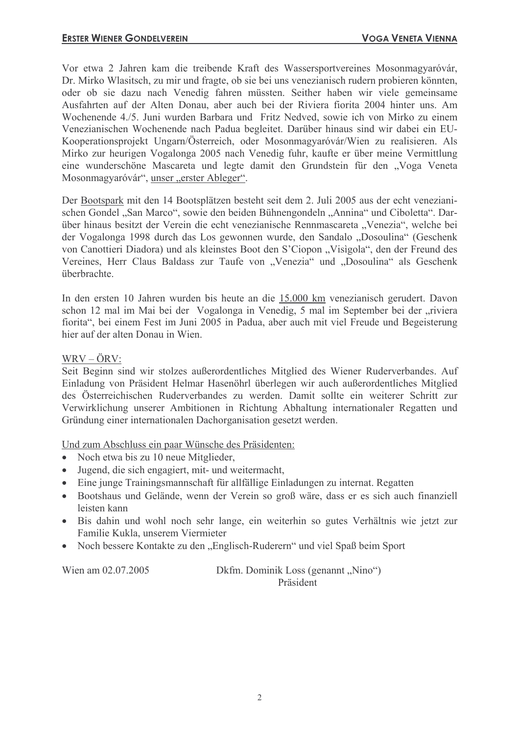Vor etwa 2 Jahren kam die treibende Kraft des Wassersportvereines Mosonmagyaróvár, Dr. Mirko Wlasitsch, zu mir und fragte, ob sie bei uns venezianisch rudern probieren könnten, oder ob sie dazu nach Venedig fahren müssten. Seither haben wir viele gemeinsame Ausfahrten auf der Alten Donau, aber auch bei der Riviera fiorita 2004 hinter uns. Am Wochenende 4./5. Juni wurden Barbara und Fritz Nedved, sowie ich von Mirko zu einem Venezianischen Wochenende nach Padua begleitet. Darüber hinaus sind wir dabei ein EU-Kooperationsprojekt Ungarn/Österreich, oder Mosonmagyaróvár/Wien zu realisieren. Als Mirko zur heurigen Vogalonga 2005 nach Venedig fuhr, kaufte er über meine Vermittlung eine wunderschöne Mascareta und legte damit den Grundstein für den „Voga Veneta Mosonmagyaróvár", <u>unser „erster Ableger"</u>.

Der <u>Bootspark</u> mit den 14 Bootsplätzen besteht seit dem 2. Juli 2005 aus der echt venezianischen Gondel „San Marco", sowie den beiden Bühnengondeln „Annina" und Ciboletta". Darüber hinaus besitzt der Verein die echt venezianische Rennmascareta „Venezia", welche bei der Vogalonga 1998 durch das Los gewonnen wurde, den Sandalo „Dosoulina" (Geschenk von Canottieri Diadora) und als kleinstes Boot den S'Ciopon „Visìgola", den der Freund des Vereines, Herr Claus Baldass zur Taufe von „Venezia" und „Dosoulina" als Geschenk überbrachte.

In den ersten 10 Jahren wurden bis heute an die <u>15.000 km</u> venezianisch gerudert. Davon schon 12 mal im Mai bei der Vogalonga in Venedig, 5 mal im September bei der „riviera fiorita", bei einem Fest im Juni 2005 in Padua, aber auch mit viel Freude und Begeisterung hier auf der alten Donau in Wien.

<u>WRV – ÖRV:</u>
Seit Beginn sind wir stolzes außerordentliches Mitglied des Wiener Ruderverbandes. Auf Einladung von Präsident Helmar Hasenöhrl überlegen wir auch außerordentliches Mitglied des Österreichischen Ruderverbandes zu werden. Damit sollte ein weiterer Schritt zur Verwirklichung unserer Ambitionen in Richtung Abhaltung internationaler Regatten und Gründung einer internationalen Dachorganisation gesetzt werden.

<u>Und zum Abschluss ein paar Wünsche des Präsidenten:</u>

- Noch etwa bis zu 10 neue Mitglieder,
- Jugend, die sich engagiert, mit- und weitermacht,
- Eine junge Trainingsmannschaft für allfällige Einladungen zu internat. Regatten
- Bootshaus und Gelände, wenn der Verein so groß wäre, dass er es sich auch finanziell leisten kann
- Bis dahin und wohl noch sehr lange, ein weiterhin so gutes Verhältnis wie jetzt zur Familie Kukla, unserem Viermieter
- Noch bessere Kontakte zu den „Englisch-Ruderern" und viel Spaß beim Sport

Wien am 02.07.2005

Dkfm. Dominik Loss (genannt „Nino")
Präsident